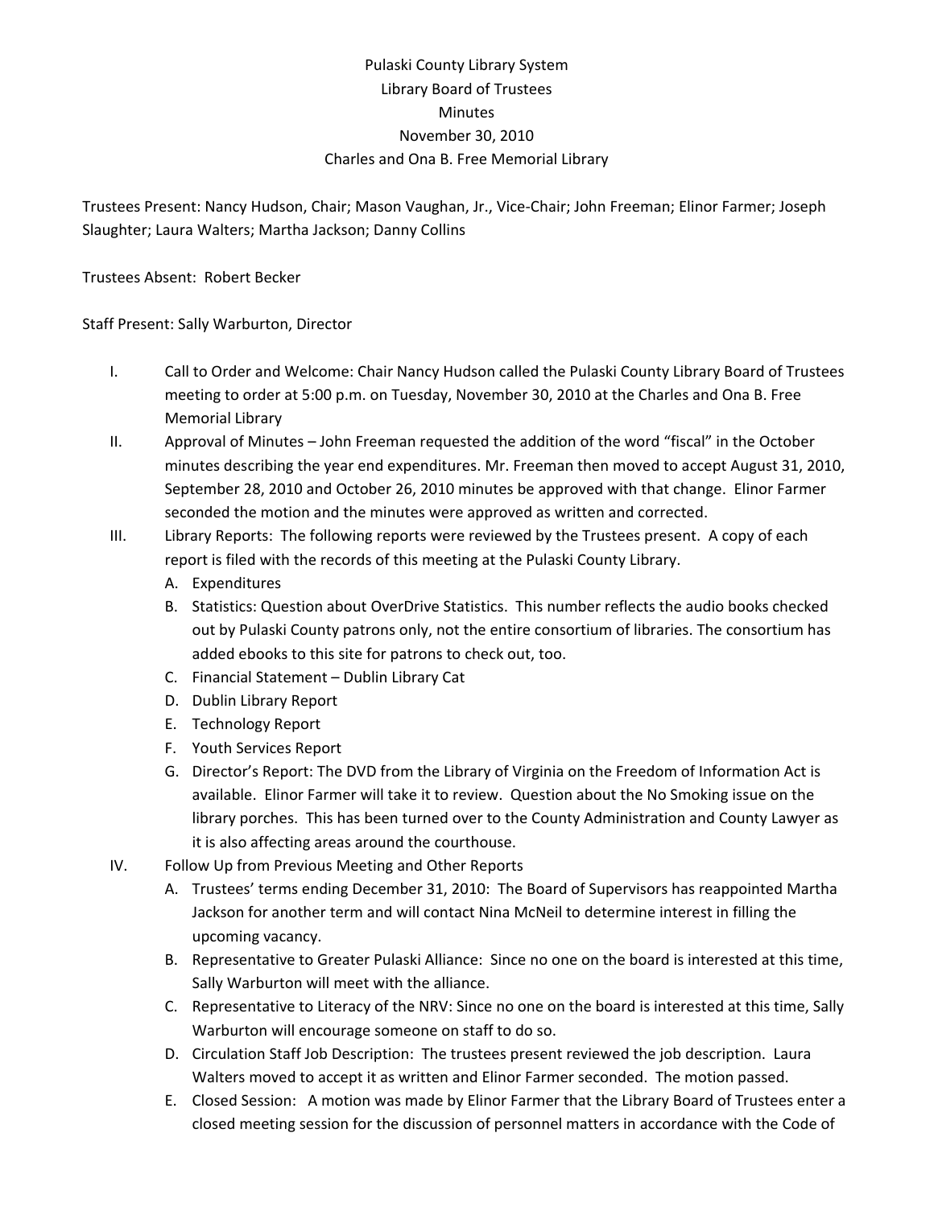# Pulaski County Library System
## Library Board of Trustees
## Minutes
## November 30, 2010
## Charles and Ona B. Free Memorial Library

Trustees Present: Nancy Hudson, Chair; Mason Vaughan, Jr., Vice-Chair; John Freeman; Elinor Farmer; Joseph Slaughter; Laura Walters; Martha Jackson; Danny Collins

Trustees Absent: Robert Becker

Staff Present: Sally Warburton, Director

I. Call to Order and Welcome: Chair Nancy Hudson called the Pulaski County Library Board of Trustees meeting to order at 5:00 p.m. on Tuesday, November 30, 2010 at the Charles and Ona B. Free Memorial Library

II. Approval of Minutes – John Freeman requested the addition of the word "fiscal" in the October minutes describing the year end expenditures. Mr. Freeman then moved to accept August 31, 2010, September 28, 2010 and October 26, 2010 minutes be approved with that change. Elinor Farmer seconded the motion and the minutes were approved as written and corrected.

III. Library Reports: The following reports were reviewed by the Trustees present. A copy of each report is filed with the records of this meeting at the Pulaski County Library.
   - A. Expenditures
   - B. Statistics: Question about OverDrive Statistics. This number reflects the audio books checked out by Pulaski County patrons only, not the entire consortium of libraries. The consortium has added ebooks to this site for patrons to check out, too.
   - C. Financial Statement – Dublin Library Cat
   - D. Dublin Library Report
   - E. Technology Report
   - F. Youth Services Report
   - G. Director's Report: The DVD from the Library of Virginia on the Freedom of Information Act is available. Elinor Farmer will take it to review. Question about the No Smoking issue on the library porches. This has been turned over to the County Administration and County Lawyer as it is also affecting areas around the courthouse.

IV. Follow Up from Previous Meeting and Other Reports
   - A. Trustees' terms ending December 31, 2010: The Board of Supervisors has reappointed Martha Jackson for another term and will contact Nina McNeil to determine interest in filling the upcoming vacancy.
   - B. Representative to Greater Pulaski Alliance: Since no one on the board is interested at this time, Sally Warburton will meet with the alliance.
   - C. Representative to Literacy of the NRV: Since no one on the board is interested at this time, Sally Warburton will encourage someone on staff to do so.
   - D. Circulation Staff Job Description: The trustees present reviewed the job description. Laura Walters moved to accept it as written and Elinor Farmer seconded. The motion passed.
   - E. Closed Session: A motion was made by Elinor Farmer that the Library Board of Trustees enter a closed meeting session for the discussion of personnel matters in accordance with the Code of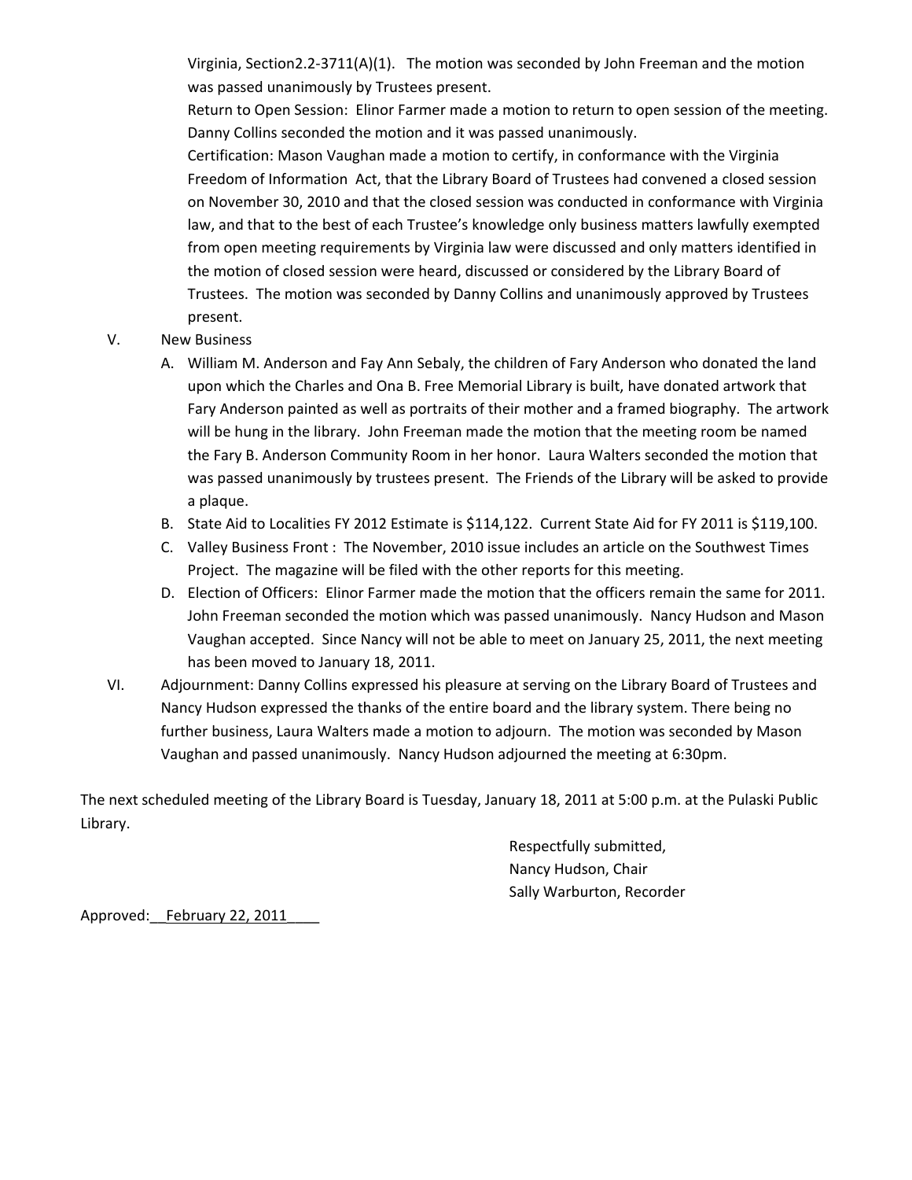Virginia, Section2.2-3711(A)(1). The motion was seconded by John Freeman and the motion was passed unanimously by Trustees present.

Return to Open Session: Elinor Farmer made a motion to return to open session of the meeting. Danny Collins seconded the motion and it was passed unanimously.

Certification: Mason Vaughan made a motion to certify, in conformance with the Virginia Freedom of Information Act, that the Library Board of Trustees had convened a closed session on November 30, 2010 and that the closed session was conducted in conformance with Virginia law, and that to the best of each Trustee's knowledge only business matters lawfully exempted from open meeting requirements by Virginia law were discussed and only matters identified in the motion of closed session were heard, discussed or considered by the Library Board of Trustees. The motion was seconded by Danny Collins and unanimously approved by Trustees present.

V. New Business

A. William M. Anderson and Fay Ann Sebaly, the children of Fary Anderson who donated the land upon which the Charles and Ona B. Free Memorial Library is built, have donated artwork that Fary Anderson painted as well as portraits of their mother and a framed biography. The artwork will be hung in the library. John Freeman made the motion that the meeting room be named the Fary B. Anderson Community Room in her honor. Laura Walters seconded the motion that was passed unanimously by trustees present. The Friends of the Library will be asked to provide a plaque.

B. State Aid to Localities FY 2012 Estimate is $114,122. Current State Aid for FY 2011 is $119,100.

C. Valley Business Front : The November, 2010 issue includes an article on the Southwest Times Project. The magazine will be filed with the other reports for this meeting.

D. Election of Officers: Elinor Farmer made the motion that the officers remain the same for 2011. John Freeman seconded the motion which was passed unanimously. Nancy Hudson and Mason Vaughan accepted. Since Nancy will not be able to meet on January 25, 2011, the next meeting has been moved to January 18, 2011.

VI. Adjournment: Danny Collins expressed his pleasure at serving on the Library Board of Trustees and Nancy Hudson expressed the thanks of the entire board and the library system. There being no further business, Laura Walters made a motion to adjourn. The motion was seconded by Mason Vaughan and passed unanimously. Nancy Hudson adjourned the meeting at 6:30pm.

The next scheduled meeting of the Library Board is Tuesday, January 18, 2011 at 5:00 p.m. at the Pulaski Public Library.

Respectfully submitted,
Nancy Hudson, Chair
Sally Warburton, Recorder

Approved: February 22, 2011